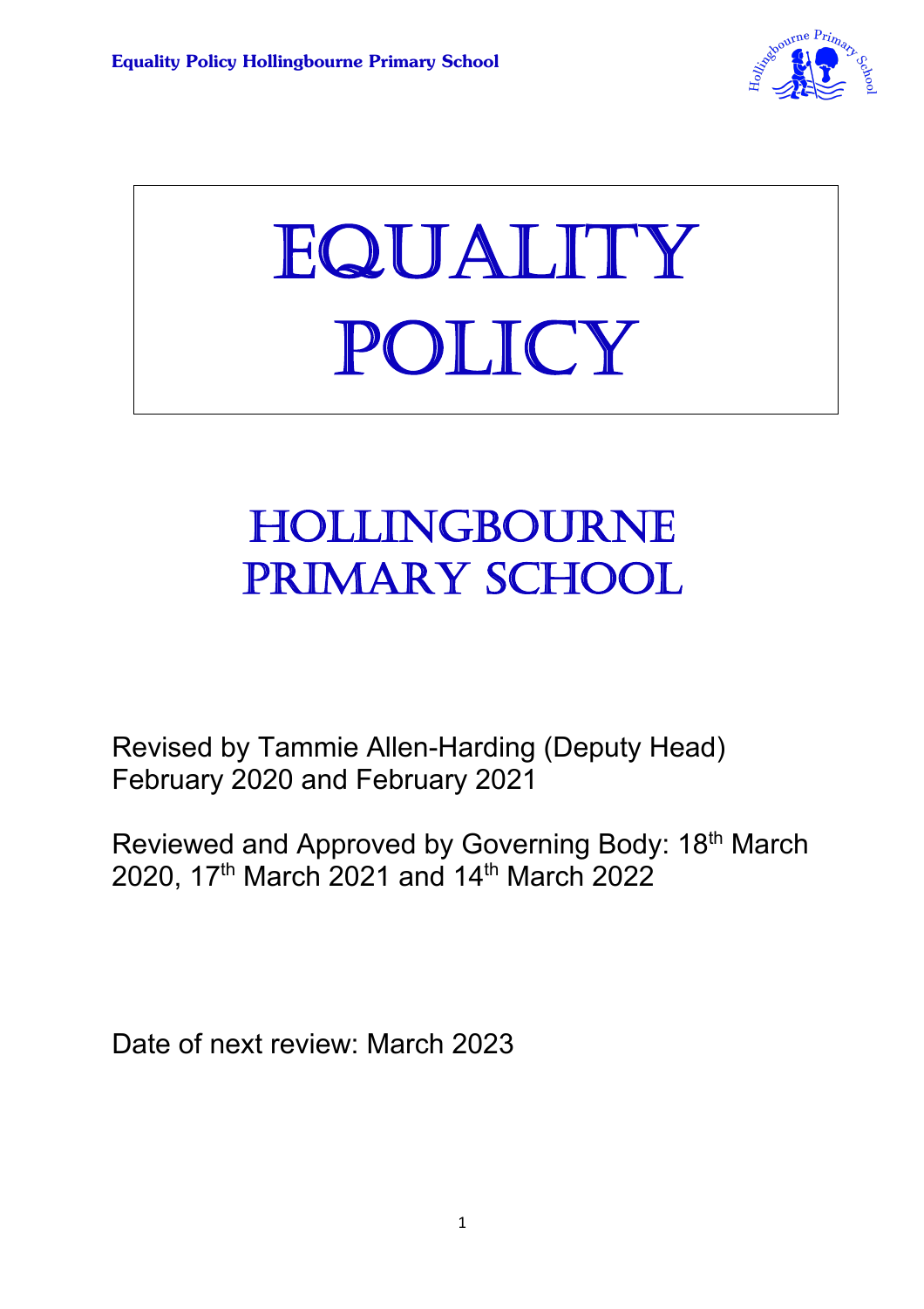# EQUALITY POLICY

## HOLLINGBOURNE PRIMARY SCHOOL

Revised by Tammie Allen-Harding (Deputy Head) February 2020 and February 2021

Reviewed and Approved by Governing Body: 18th March 2020, 17th March 2021 and 14th March 2022

Date of next review: March 2023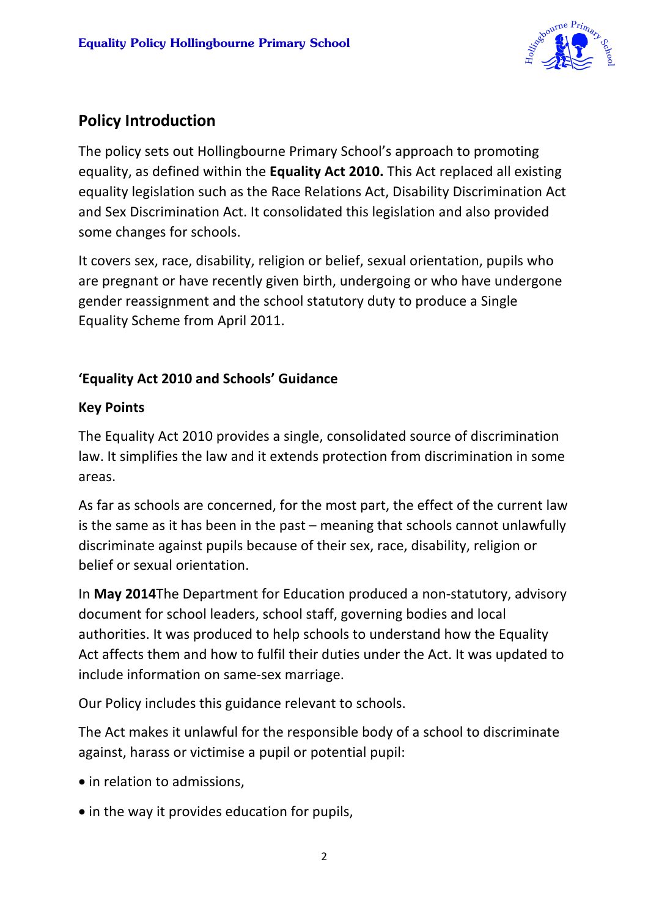## Policy Introduction

The policy sets out Hollingbourne Primary School's approach to promoting equality, as defined within the **Equality Act 2010.** This Act replaced all existing equality legislation such as the Race Relations Act, Disability Discrimination Act and Sex Discrimination Act. It consolidated this legislation and also provided some changes for schools.

It covers sex, race, disability, religion or belief, sexual orientation, pupils who are pregnant or have recently given birth, undergoing or who have undergone gender reassignment and the school statutory duty to produce a Single Equality Scheme from April 2011.

### 'Equality Act 2010 and Schools' Guidance

**Key Points**

The Equality Act 2010 provides a single, consolidated source of discrimination law. It simplifies the law and it extends protection from discrimination in some areas.

As far as schools are concerned, for the most part, the effect of the current law is the same as it has been in the past – meaning that schools cannot unlawfully discriminate against pupils because of their sex, race, disability, religion or belief or sexual orientation.

In **May 2014**The Department for Education produced a non-statutory, advisory document for school leaders, school staff, governing bodies and local authorities. It was produced to help schools to understand how the Equality Act affects them and how to fulfil their duties under the Act. It was updated to include information on same-sex marriage.

Our Policy includes this guidance relevant to schools.

The Act makes it unlawful for the responsible body of a school to discriminate against, harass or victimise a pupil or potential pupil:

- in relation to admissions,
- in the way it provides education for pupils,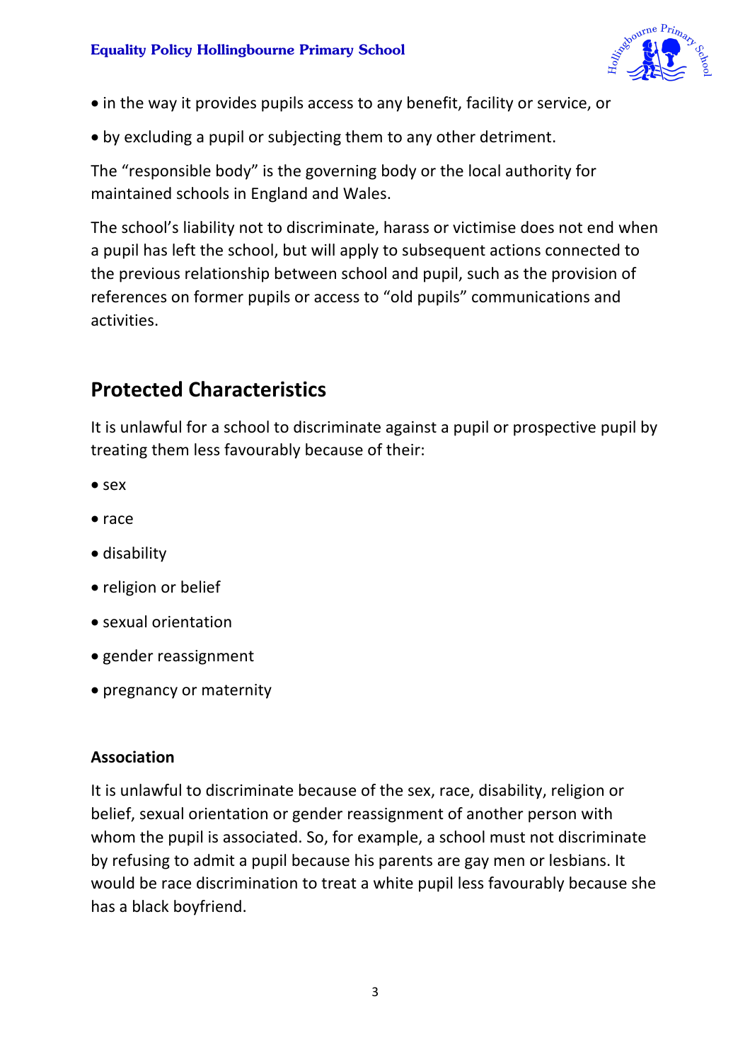- in the way it provides pupils access to any benefit, facility or service, or
- by excluding a pupil or subjecting them to any other detriment.

The "responsible body" is the governing body or the local authority for maintained schools in England and Wales.

The school's liability not to discriminate, harass or victimise does not end when a pupil has left the school, but will apply to subsequent actions connected to the previous relationship between school and pupil, such as the provision of references on former pupils or access to "old pupils" communications and activities.

## Protected Characteristics

It is unlawful for a school to discriminate against a pupil or prospective pupil by treating them less favourably because of their:

- sex
- race
- disability
- religion or belief
- sexual orientation
- gender reassignment
- pregnancy or maternity

### Association

It is unlawful to discriminate because of the sex, race, disability, religion or belief, sexual orientation or gender reassignment of another person with whom the pupil is associated. So, for example, a school must not discriminate by refusing to admit a pupil because his parents are gay men or lesbians. It would be race discrimination to treat a white pupil less favourably because she has a black boyfriend.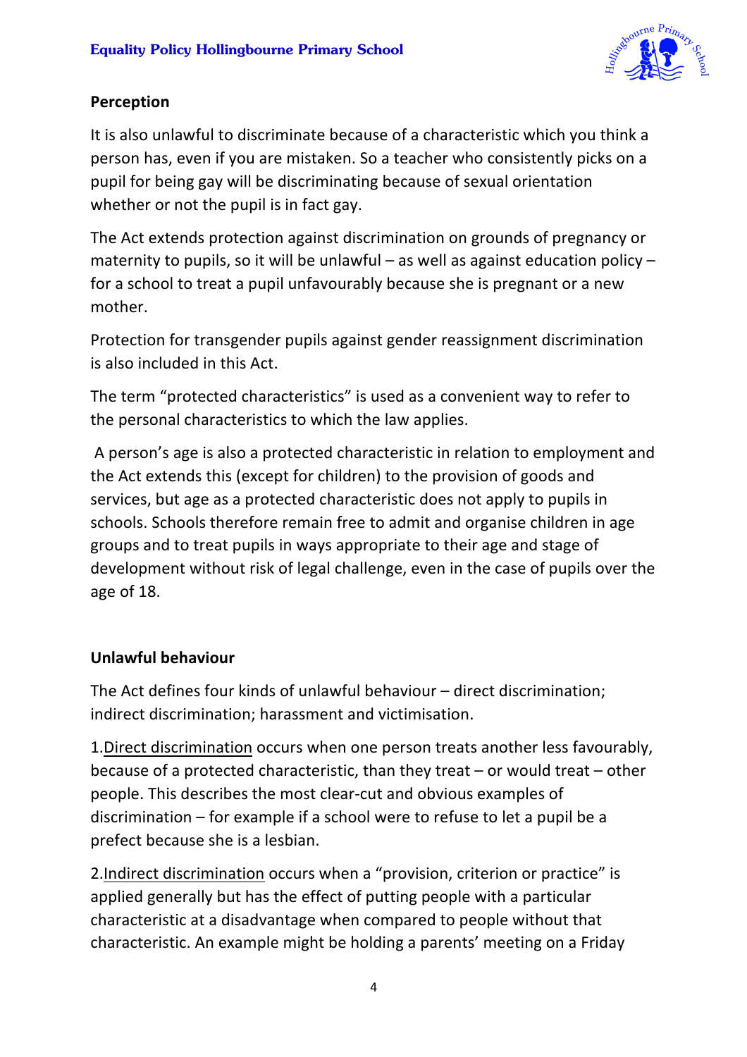## Perception

It is also unlawful to discriminate because of a characteristic which you think a person has, even if you are mistaken. So a teacher who consistently picks on a pupil for being gay will be discriminating because of sexual orientation whether or not the pupil is in fact gay.

The Act extends protection against discrimination on grounds of pregnancy or maternity to pupils, so it will be unlawful – as well as against education policy – for a school to treat a pupil unfavourably because she is pregnant or a new mother.

Protection for transgender pupils against gender reassignment discrimination is also included in this Act.

The term "protected characteristics" is used as a convenient way to refer to the personal characteristics to which the law applies.

A person's age is also a protected characteristic in relation to employment and the Act extends this (except for children) to the provision of goods and services, but age as a protected characteristic does not apply to pupils in schools. Schools therefore remain free to admit and organise children in age groups and to treat pupils in ways appropriate to their age and stage of development without risk of legal challenge, even in the case of pupils over the age of 18.

## Unlawful behaviour

The Act defines four kinds of unlawful behaviour – direct discrimination; indirect discrimination; harassment and victimisation.

1. Direct discrimination occurs when one person treats another less favourably, because of a protected characteristic, than they treat – or would treat – other people. This describes the most clear-cut and obvious examples of discrimination – for example if a school were to refuse to let a pupil be a prefect because she is a lesbian.

2. Indirect discrimination occurs when a "provision, criterion or practice" is applied generally but has the effect of putting people with a particular characteristic at a disadvantage when compared to people without that characteristic. An example might be holding a parents' meeting on a Friday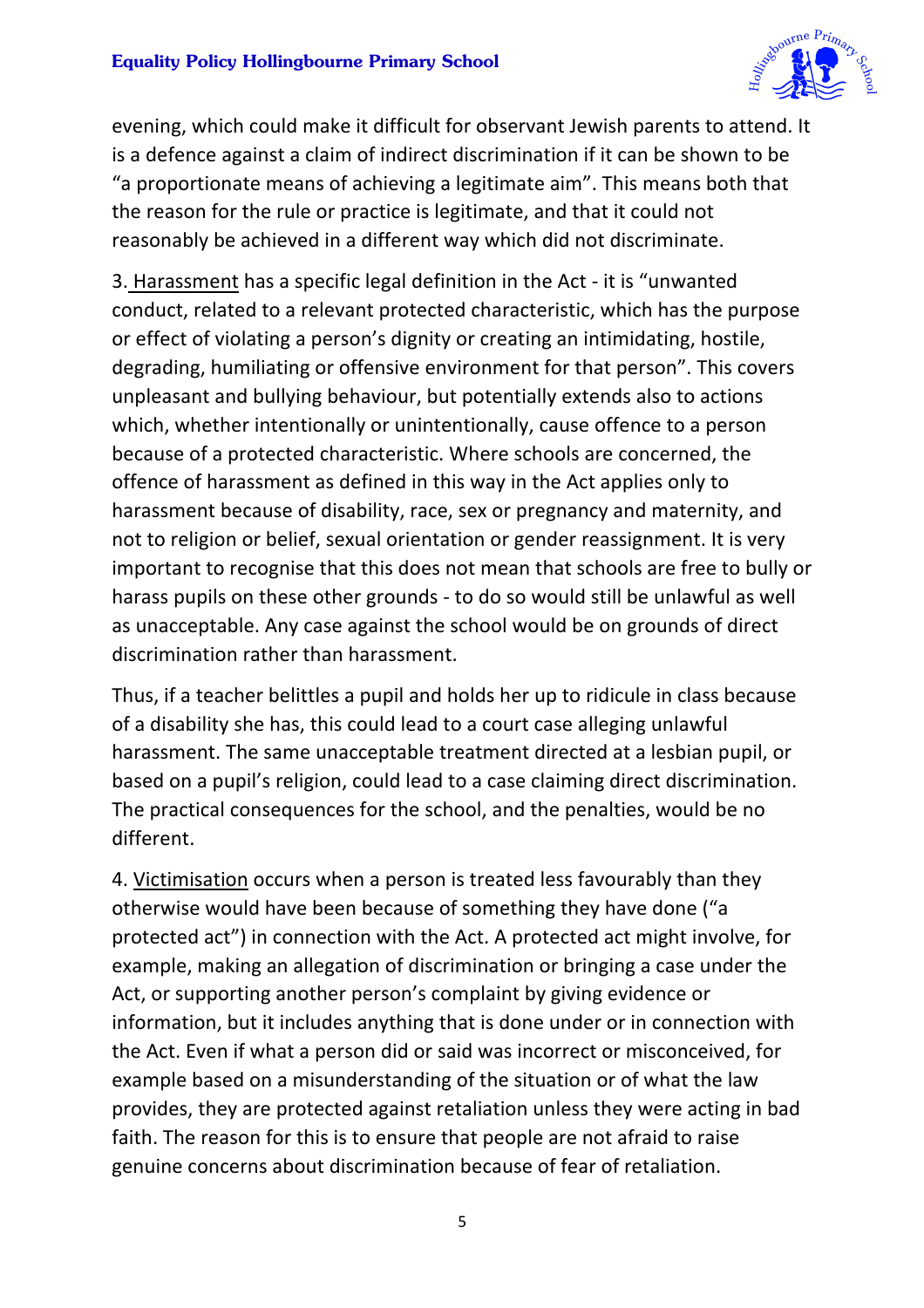evening, which could make it difficult for observant Jewish parents to attend. It is a defence against a claim of indirect discrimination if it can be shown to be "a proportionate means of achieving a legitimate aim". This means both that the reason for the rule or practice is legitimate, and that it could not reasonably be achieved in a different way which did not discriminate.

3. Harassment has a specific legal definition in the Act - it is "unwanted conduct, related to a relevant protected characteristic, which has the purpose or effect of violating a person's dignity or creating an intimidating, hostile, degrading, humiliating or offensive environment for that person". This covers unpleasant and bullying behaviour, but potentially extends also to actions which, whether intentionally or unintentionally, cause offence to a person because of a protected characteristic. Where schools are concerned, the offence of harassment as defined in this way in the Act applies only to harassment because of disability, race, sex or pregnancy and maternity, and not to religion or belief, sexual orientation or gender reassignment. It is very important to recognise that this does not mean that schools are free to bully or harass pupils on these other grounds - to do so would still be unlawful as well as unacceptable. Any case against the school would be on grounds of direct discrimination rather than harassment.

Thus, if a teacher belittles a pupil and holds her up to ridicule in class because of a disability she has, this could lead to a court case alleging unlawful harassment. The same unacceptable treatment directed at a lesbian pupil, or based on a pupil's religion, could lead to a case claiming direct discrimination. The practical consequences for the school, and the penalties, would be no different.

4. Victimisation occurs when a person is treated less favourably than they otherwise would have been because of something they have done ("a protected act") in connection with the Act. A protected act might involve, for example, making an allegation of discrimination or bringing a case under the Act, or supporting another person's complaint by giving evidence or information, but it includes anything that is done under or in connection with the Act. Even if what a person did or said was incorrect or misconceived, for example based on a misunderstanding of the situation or of what the law provides, they are protected against retaliation unless they were acting in bad faith. The reason for this is to ensure that people are not afraid to raise genuine concerns about discrimination because of fear of retaliation.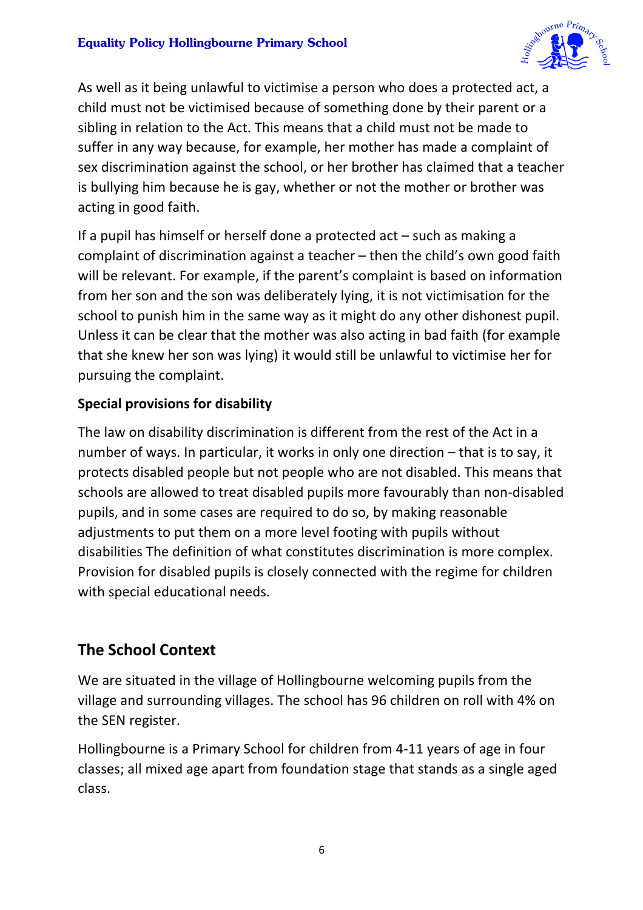As well as it being unlawful to victimise a person who does a protected act, a child must not be victimised because of something done by their parent or a sibling in relation to the Act. This means that a child must not be made to suffer in any way because, for example, her mother has made a complaint of sex discrimination against the school, or her brother has claimed that a teacher is bullying him because he is gay, whether or not the mother or brother was acting in good faith.

If a pupil has himself or herself done a protected act – such as making a complaint of discrimination against a teacher – then the child's own good faith will be relevant. For example, if the parent's complaint is based on information from her son and the son was deliberately lying, it is not victimisation for the school to punish him in the same way as it might do any other dishonest pupil. Unless it can be clear that the mother was also acting in bad faith (for example that she knew her son was lying) it would still be unlawful to victimise her for pursuing the complaint.

**Special provisions for disability**

The law on disability discrimination is different from the rest of the Act in a number of ways. In particular, it works in only one direction – that is to say, it protects disabled people but not people who are not disabled. This means that schools are allowed to treat disabled pupils more favourably than non-disabled pupils, and in some cases are required to do so, by making reasonable adjustments to put them on a more level footing with pupils without disabilities The definition of what constitutes discrimination is more complex. Provision for disabled pupils is closely connected with the regime for children with special educational needs.

## The School Context

We are situated in the village of Hollingbourne welcoming pupils from the village and surrounding villages. The school has 96 children on roll with 4% on the SEN register.

Hollingbourne is a Primary School for children from 4-11 years of age in four classes; all mixed age apart from foundation stage that stands as a single aged class.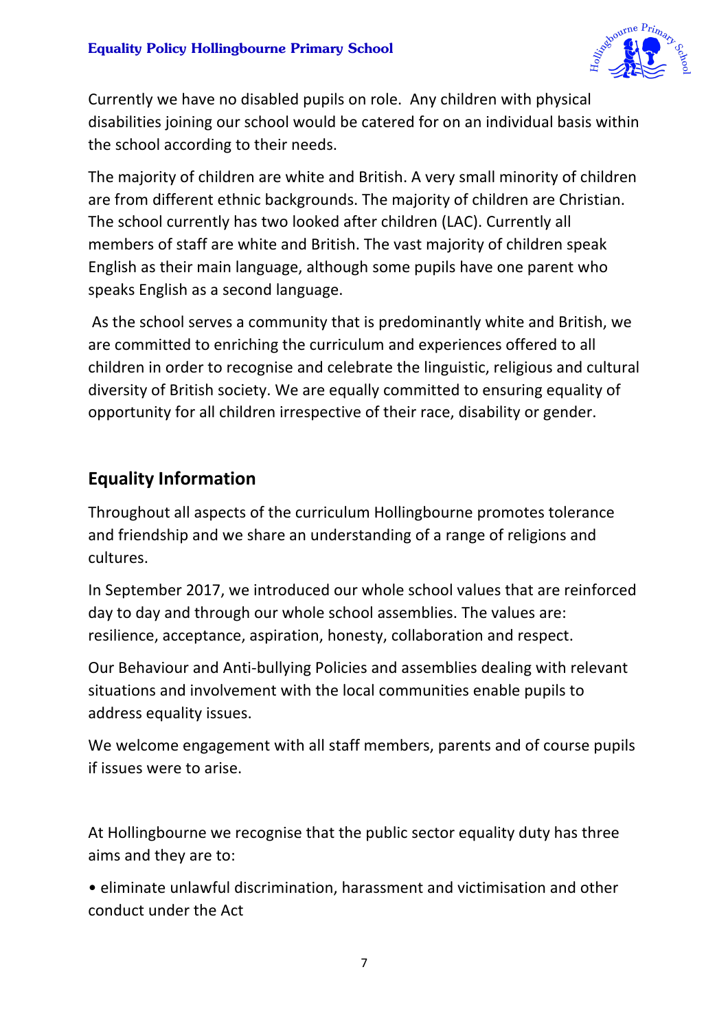Currently we have no disabled pupils on role. Any children with physical disabilities joining our school would be catered for on an individual basis within the school according to their needs.

The majority of children are white and British. A very small minority of children are from different ethnic backgrounds. The majority of children are Christian. The school currently has two looked after children (LAC). Currently all members of staff are white and British. The vast majority of children speak English as their main language, although some pupils have one parent who speaks English as a second language.

As the school serves a community that is predominantly white and British, we are committed to enriching the curriculum and experiences offered to all children in order to recognise and celebrate the linguistic, religious and cultural diversity of British society. We are equally committed to ensuring equality of opportunity for all children irrespective of their race, disability or gender.

## Equality Information

Throughout all aspects of the curriculum Hollingbourne promotes tolerance and friendship and we share an understanding of a range of religions and cultures.

In September 2017, we introduced our whole school values that are reinforced day to day and through our whole school assemblies. The values are: resilience, acceptance, aspiration, honesty, collaboration and respect.

Our Behaviour and Anti-bullying Policies and assemblies dealing with relevant situations and involvement with the local communities enable pupils to address equality issues.

We welcome engagement with all staff members, parents and of course pupils if issues were to arise.

At Hollingbourne we recognise that the public sector equality duty has three aims and they are to:

- eliminate unlawful discrimination, harassment and victimisation and other conduct under the Act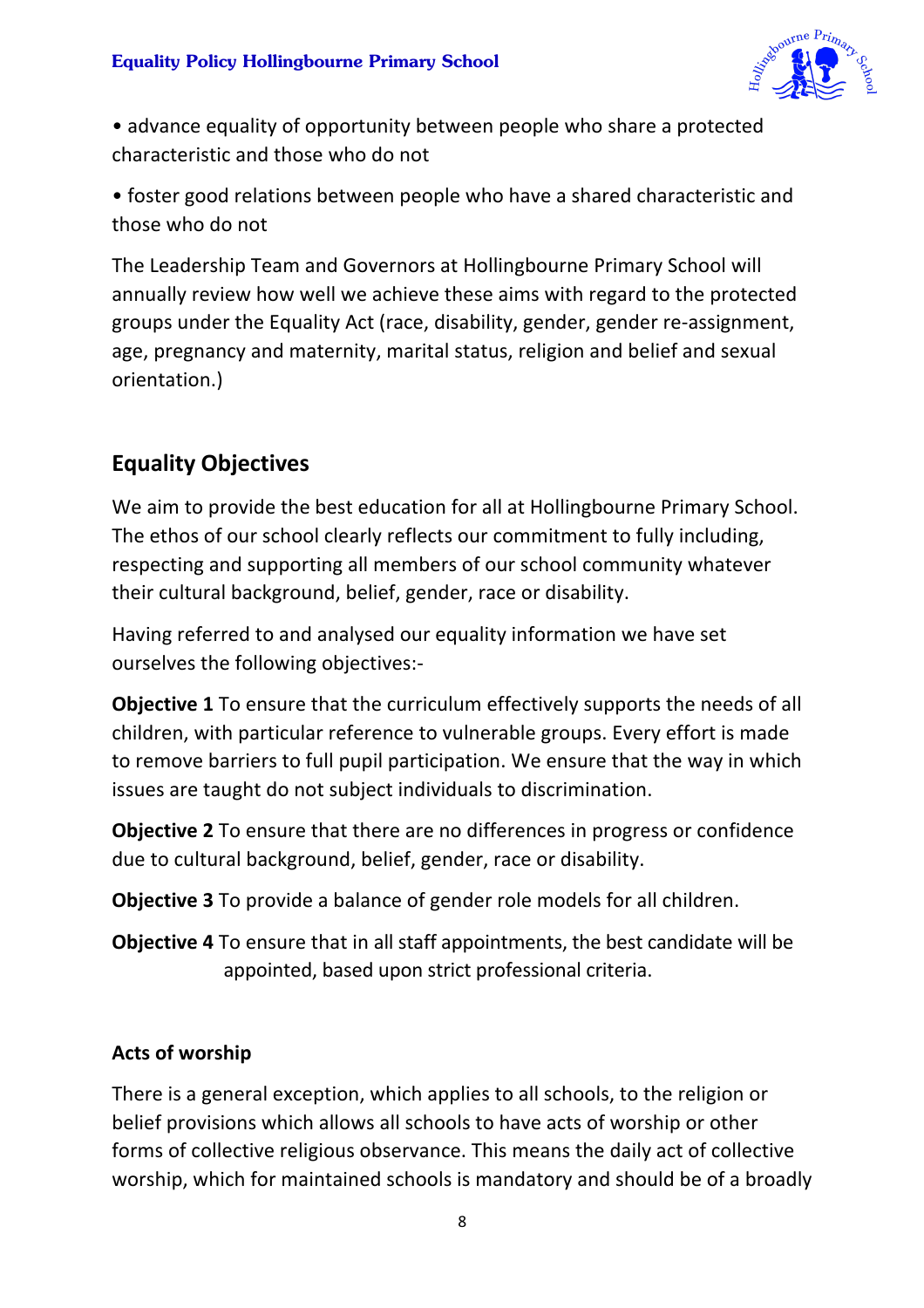• advance equality of opportunity between people who share a protected characteristic and those who do not

• foster good relations between people who have a shared characteristic and those who do not

The Leadership Team and Governors at Hollingbourne Primary School will annually review how well we achieve these aims with regard to the protected groups under the Equality Act (race, disability, gender, gender re-assignment, age, pregnancy and maternity, marital status, religion and belief and sexual orientation.)

## Equality Objectives

We aim to provide the best education for all at Hollingbourne Primary School. The ethos of our school clearly reflects our commitment to fully including, respecting and supporting all members of our school community whatever their cultural background, belief, gender, race or disability.

Having referred to and analysed our equality information we have set ourselves the following objectives:-

**Objective 1** To ensure that the curriculum effectively supports the needs of all children, with particular reference to vulnerable groups. Every effort is made to remove barriers to full pupil participation. We ensure that the way in which issues are taught do not subject individuals to discrimination.

**Objective 2** To ensure that there are no differences in progress or confidence due to cultural background, belief, gender, race or disability.

**Objective 3** To provide a balance of gender role models for all children.

**Objective 4** To ensure that in all staff appointments, the best candidate will be appointed, based upon strict professional criteria.

### Acts of worship

There is a general exception, which applies to all schools, to the religion or belief provisions which allows all schools to have acts of worship or other forms of collective religious observance. This means the daily act of collective worship, which for maintained schools is mandatory and should be of a broadly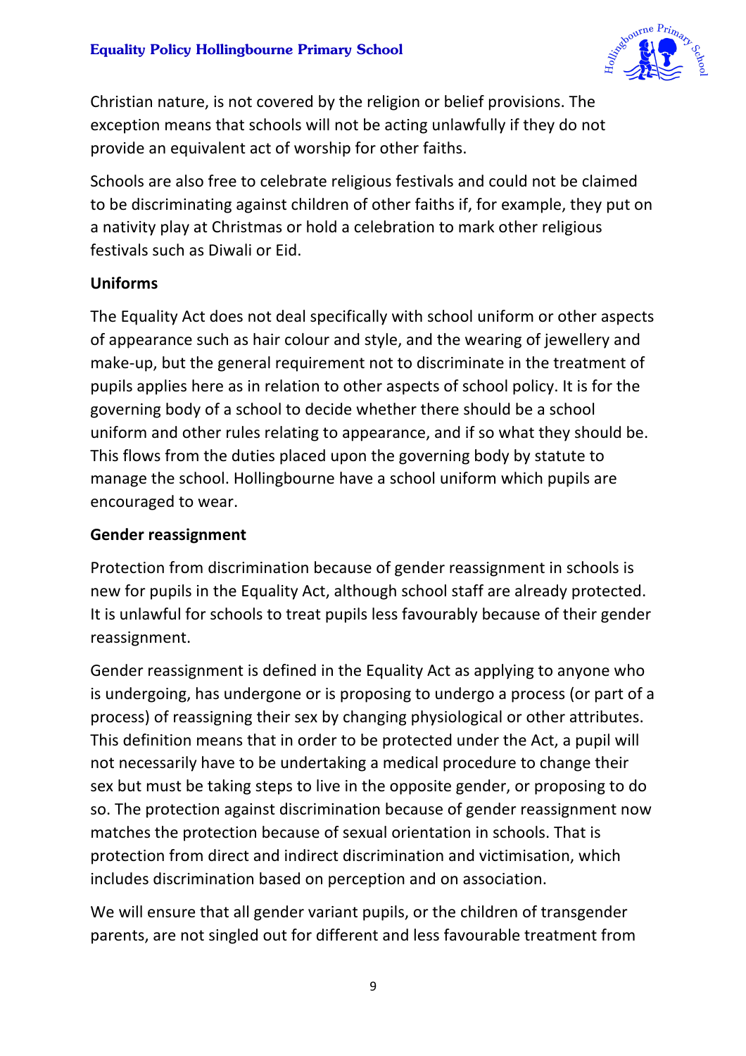Christian nature, is not covered by the religion or belief provisions. The exception means that schools will not be acting unlawfully if they do not provide an equivalent act of worship for other faiths.

Schools are also free to celebrate religious festivals and could not be claimed to be discriminating against children of other faiths if, for example, they put on a nativity play at Christmas or hold a celebration to mark other religious festivals such as Diwali or Eid.

**Uniforms**

The Equality Act does not deal specifically with school uniform or other aspects of appearance such as hair colour and style, and the wearing of jewellery and make-up, but the general requirement not to discriminate in the treatment of pupils applies here as in relation to other aspects of school policy. It is for the governing body of a school to decide whether there should be a school uniform and other rules relating to appearance, and if so what they should be. This flows from the duties placed upon the governing body by statute to manage the school. Hollingbourne have a school uniform which pupils are encouraged to wear.

**Gender reassignment**

Protection from discrimination because of gender reassignment in schools is new for pupils in the Equality Act, although school staff are already protected. It is unlawful for schools to treat pupils less favourably because of their gender reassignment.

Gender reassignment is defined in the Equality Act as applying to anyone who is undergoing, has undergone or is proposing to undergo a process (or part of a process) of reassigning their sex by changing physiological or other attributes. This definition means that in order to be protected under the Act, a pupil will not necessarily have to be undertaking a medical procedure to change their sex but must be taking steps to live in the opposite gender, or proposing to do so. The protection against discrimination because of gender reassignment now matches the protection because of sexual orientation in schools. That is protection from direct and indirect discrimination and victimisation, which includes discrimination based on perception and on association.

We will ensure that all gender variant pupils, or the children of transgender parents, are not singled out for different and less favourable treatment from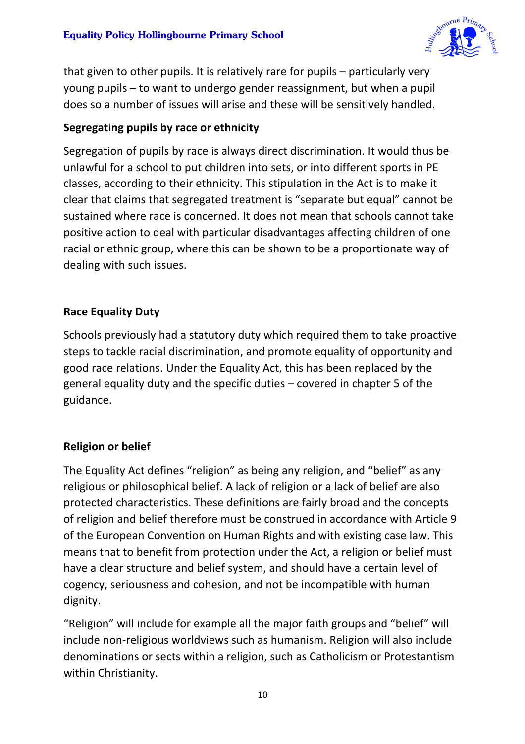that given to other pupils. It is relatively rare for pupils – particularly very young pupils – to want to undergo gender reassignment, but when a pupil does so a number of issues will arise and these will be sensitively handled.

**Segregating pupils by race or ethnicity**

Segregation of pupils by race is always direct discrimination. It would thus be unlawful for a school to put children into sets, or into different sports in PE classes, according to their ethnicity. This stipulation in the Act is to make it clear that claims that segregated treatment is "separate but equal" cannot be sustained where race is concerned. It does not mean that schools cannot take positive action to deal with particular disadvantages affecting children of one racial or ethnic group, where this can be shown to be a proportionate way of dealing with such issues.

**Race Equality Duty**

Schools previously had a statutory duty which required them to take proactive steps to tackle racial discrimination, and promote equality of opportunity and good race relations. Under the Equality Act, this has been replaced by the general equality duty and the specific duties – covered in chapter 5 of the guidance.

**Religion or belief**

The Equality Act defines "religion" as being any religion, and "belief" as any religious or philosophical belief. A lack of religion or a lack of belief are also protected characteristics. These definitions are fairly broad and the concepts of religion and belief therefore must be construed in accordance with Article 9 of the European Convention on Human Rights and with existing case law. This means that to benefit from protection under the Act, a religion or belief must have a clear structure and belief system, and should have a certain level of cogency, seriousness and cohesion, and not be incompatible with human dignity.

"Religion" will include for example all the major faith groups and "belief" will include non-religious worldviews such as humanism. Religion will also include denominations or sects within a religion, such as Catholicism or Protestantism within Christianity.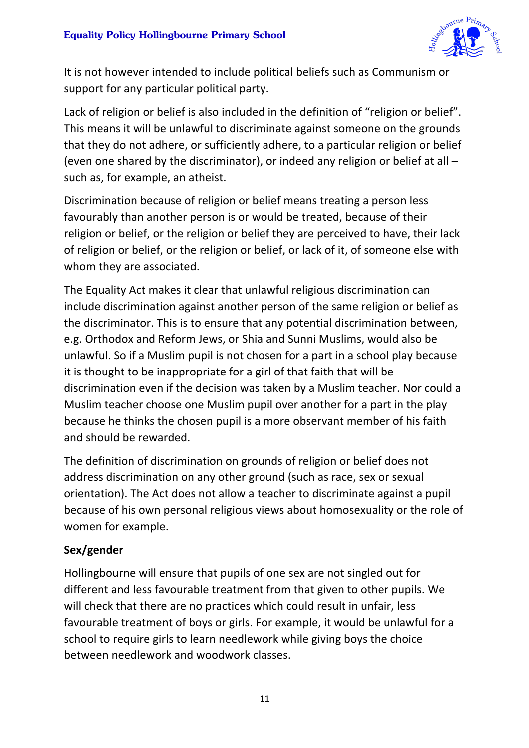It is not however intended to include political beliefs such as Communism or support for any particular political party.

Lack of religion or belief is also included in the definition of "religion or belief". This means it will be unlawful to discriminate against someone on the grounds that they do not adhere, or sufficiently adhere, to a particular religion or belief (even one shared by the discriminator), or indeed any religion or belief at all – such as, for example, an atheist.

Discrimination because of religion or belief means treating a person less favourably than another person is or would be treated, because of their religion or belief, or the religion or belief they are perceived to have, their lack of religion or belief, or the religion or belief, or lack of it, of someone else with whom they are associated.

The Equality Act makes it clear that unlawful religious discrimination can include discrimination against another person of the same religion or belief as the discriminator. This is to ensure that any potential discrimination between, e.g. Orthodox and Reform Jews, or Shia and Sunni Muslims, would also be unlawful. So if a Muslim pupil is not chosen for a part in a school play because it is thought to be inappropriate for a girl of that faith that will be discrimination even if the decision was taken by a Muslim teacher. Nor could a Muslim teacher choose one Muslim pupil over another for a part in the play because he thinks the chosen pupil is a more observant member of his faith and should be rewarded.

The definition of discrimination on grounds of religion or belief does not address discrimination on any other ground (such as race, sex or sexual orientation). The Act does not allow a teacher to discriminate against a pupil because of his own personal religious views about homosexuality or the role of women for example.

**Sex/gender**

Hollingbourne will ensure that pupils of one sex are not singled out for different and less favourable treatment from that given to other pupils. We will check that there are no practices which could result in unfair, less favourable treatment of boys or girls. For example, it would be unlawful for a school to require girls to learn needlework while giving boys the choice between needlework and woodwork classes.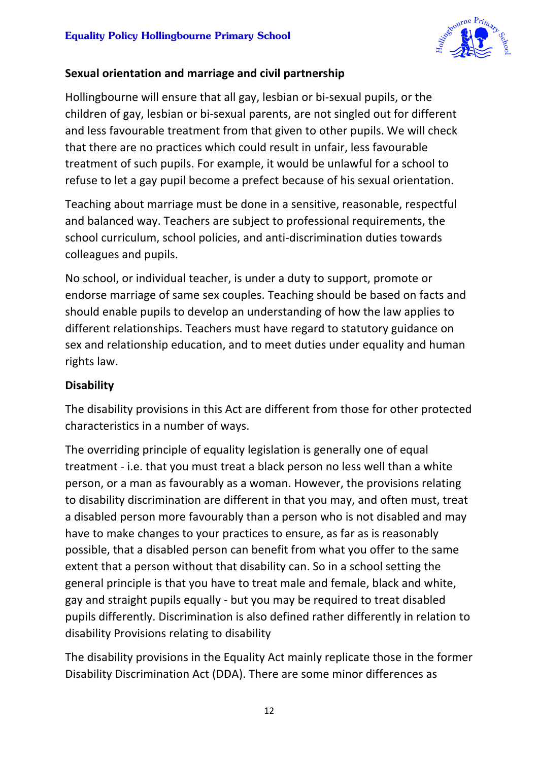**Sexual orientation and marriage and civil partnership**

Hollingbourne will ensure that all gay, lesbian or bi-sexual pupils, or the children of gay, lesbian or bi-sexual parents, are not singled out for different and less favourable treatment from that given to other pupils. We will check that there are no practices which could result in unfair, less favourable treatment of such pupils. For example, it would be unlawful for a school to refuse to let a gay pupil become a prefect because of his sexual orientation.

Teaching about marriage must be done in a sensitive, reasonable, respectful and balanced way. Teachers are subject to professional requirements, the school curriculum, school policies, and anti-discrimination duties towards colleagues and pupils.

No school, or individual teacher, is under a duty to support, promote or endorse marriage of same sex couples. Teaching should be based on facts and should enable pupils to develop an understanding of how the law applies to different relationships. Teachers must have regard to statutory guidance on sex and relationship education, and to meet duties under equality and human rights law.

**Disability**

The disability provisions in this Act are different from those for other protected characteristics in a number of ways.

The overriding principle of equality legislation is generally one of equal treatment - i.e. that you must treat a black person no less well than a white person, or a man as favourably as a woman. However, the provisions relating to disability discrimination are different in that you may, and often must, treat a disabled person more favourably than a person who is not disabled and may have to make changes to your practices to ensure, as far as is reasonably possible, that a disabled person can benefit from what you offer to the same extent that a person without that disability can. So in a school setting the general principle is that you have to treat male and female, black and white, gay and straight pupils equally - but you may be required to treat disabled pupils differently. Discrimination is also defined rather differently in relation to disability Provisions relating to disability

The disability provisions in the Equality Act mainly replicate those in the former Disability Discrimination Act (DDA). There are some minor differences as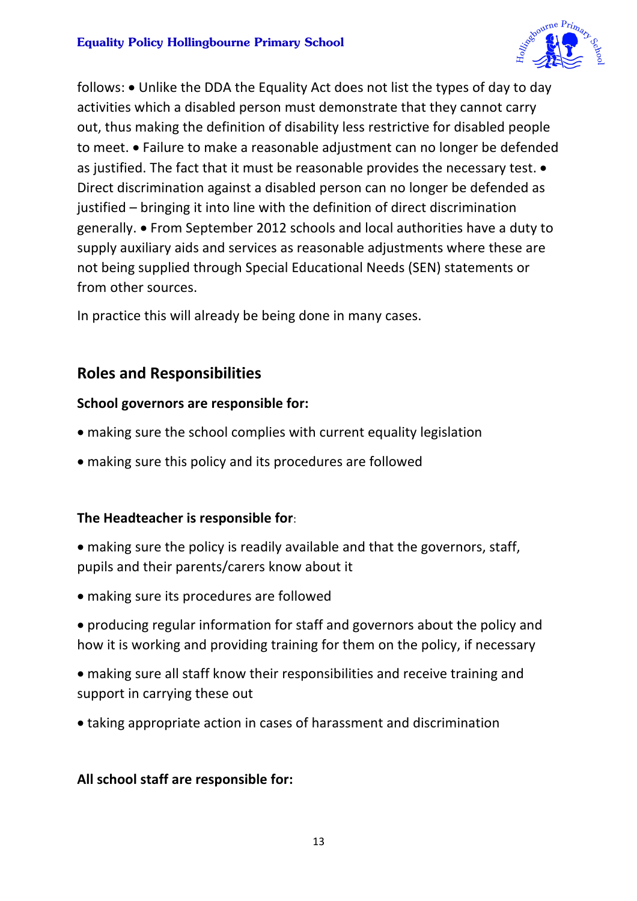follows: • Unlike the DDA the Equality Act does not list the types of day to day activities which a disabled person must demonstrate that they cannot carry out, thus making the definition of disability less restrictive for disabled people to meet. • Failure to make a reasonable adjustment can no longer be defended as justified. The fact that it must be reasonable provides the necessary test. • Direct discrimination against a disabled person can no longer be defended as justified – bringing it into line with the definition of direct discrimination generally. • From September 2012 schools and local authorities have a duty to supply auxiliary aids and services as reasonable adjustments where these are not being supplied through Special Educational Needs (SEN) statements or from other sources.

In practice this will already be being done in many cases.

## Roles and Responsibilities

**School governors are responsible for:**

- making sure the school complies with current equality legislation
- making sure this policy and its procedures are followed

**The Headteacher is responsible for**:

- making sure the policy is readily available and that the governors, staff, pupils and their parents/carers know about it
- making sure its procedures are followed
- producing regular information for staff and governors about the policy and how it is working and providing training for them on the policy, if necessary
- making sure all staff know their responsibilities and receive training and support in carrying these out
- taking appropriate action in cases of harassment and discrimination

**All school staff are responsible for:**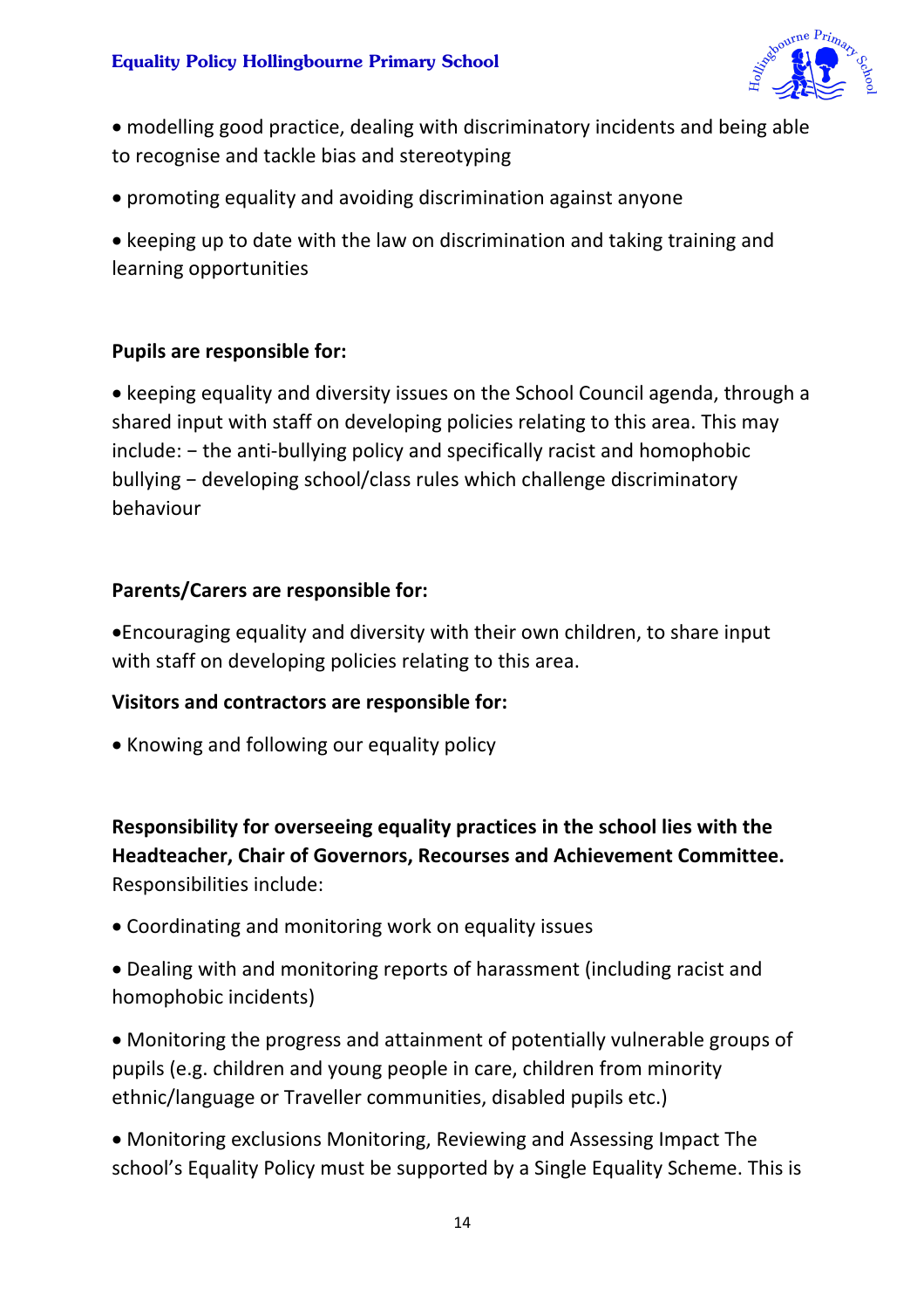- modelling good practice, dealing with discriminatory incidents and being able to recognise and tackle bias and stereotyping
- promoting equality and avoiding discrimination against anyone
- keeping up to date with the law on discrimination and taking training and learning opportunities

**Pupils are responsible for:**

- keeping equality and diversity issues on the School Council agenda, through a shared input with staff on developing policies relating to this area. This may include: − the anti-bullying policy and specifically racist and homophobic bullying − developing school/class rules which challenge discriminatory behaviour

**Parents/Carers are responsible for:**

- Encouraging equality and diversity with their own children, to share input with staff on developing policies relating to this area.

**Visitors and contractors are responsible for:**

- Knowing and following our equality policy

**Responsibility for overseeing equality practices in the school lies with the Headteacher, Chair of Governors, Recourses and Achievement Committee.** Responsibilities include:

- Coordinating and monitoring work on equality issues
- Dealing with and monitoring reports of harassment (including racist and homophobic incidents)
- Monitoring the progress and attainment of potentially vulnerable groups of pupils (e.g. children and young people in care, children from minority ethnic/language or Traveller communities, disabled pupils etc.)
- Monitoring exclusions Monitoring, Reviewing and Assessing Impact The school's Equality Policy must be supported by a Single Equality Scheme. This is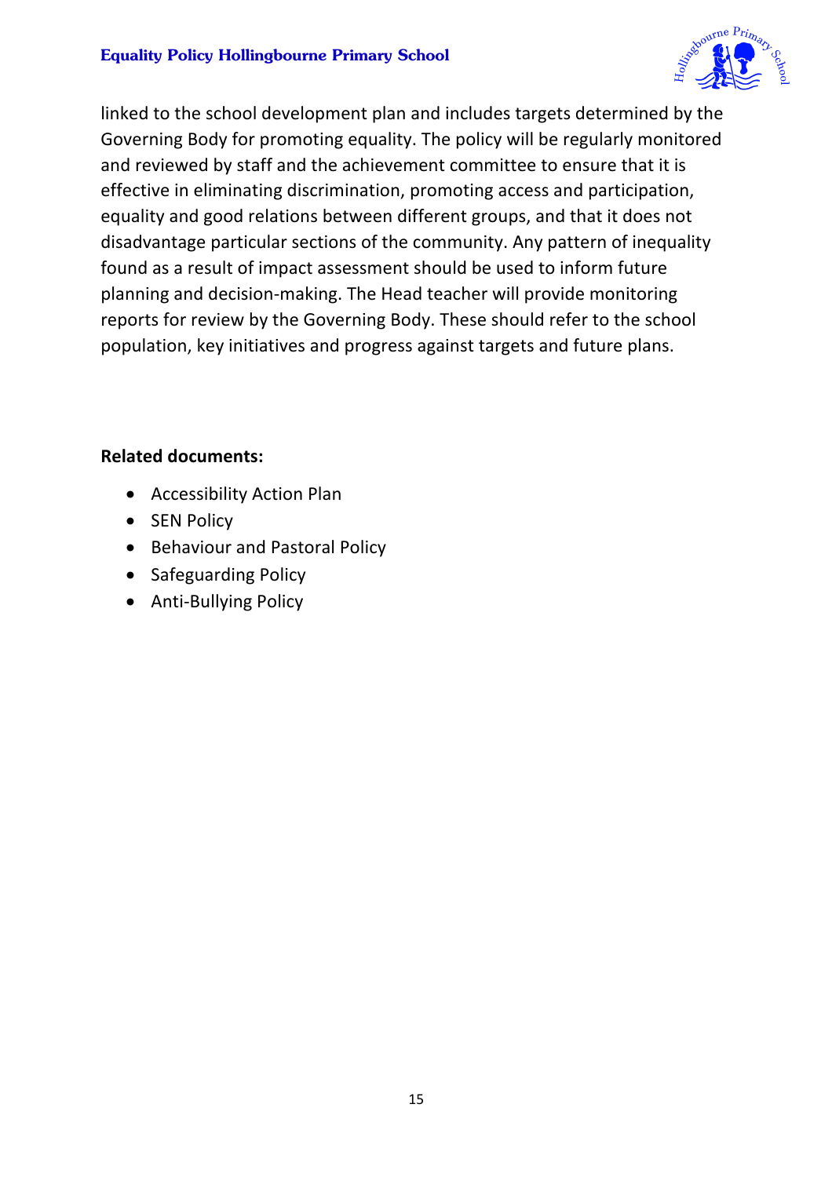linked to the school development plan and includes targets determined by the Governing Body for promoting equality. The policy will be regularly monitored and reviewed by staff and the achievement committee to ensure that it is effective in eliminating discrimination, promoting access and participation, equality and good relations between different groups, and that it does not disadvantage particular sections of the community. Any pattern of inequality found as a result of impact assessment should be used to inform future planning and decision-making. The Head teacher will provide monitoring reports for review by the Governing Body. These should refer to the school population, key initiatives and progress against targets and future plans.

**Related documents:**

- Accessibility Action Plan
- SEN Policy
- Behaviour and Pastoral Policy
- Safeguarding Policy
- Anti-Bullying Policy